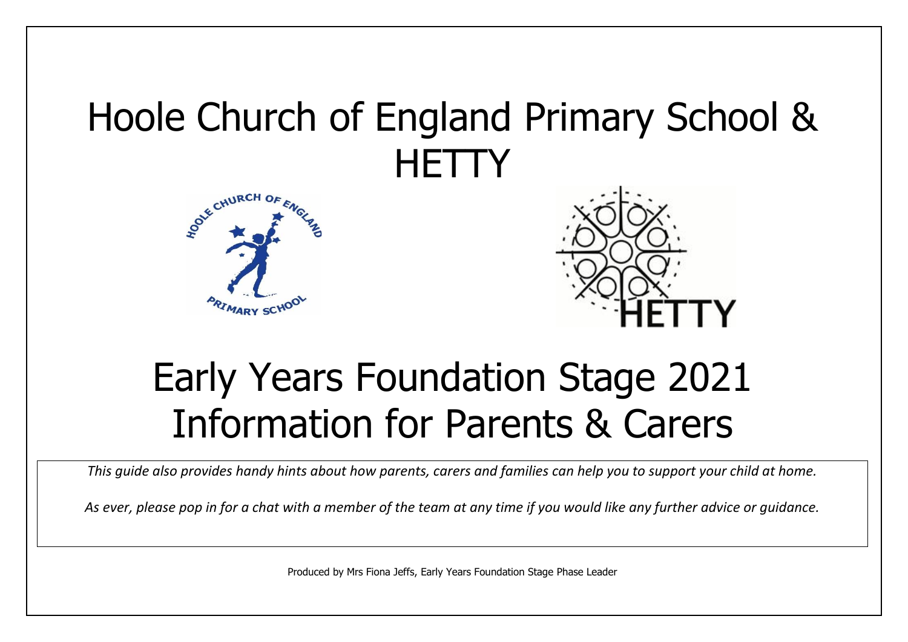# Hoole Church of England Primary School & HETTY

# Early Years Foundation Stage 2021 Information for Parents & Carers

*This guide also provides handy hints about how parents, carers and families can help you to support your child at home.*

*As ever, please pop in for a chat with a member of the team at any time if you would like any further advice or guidance.*

Produced by Mrs Fiona Jeffs, Early Years Foundation Stage Phase Leader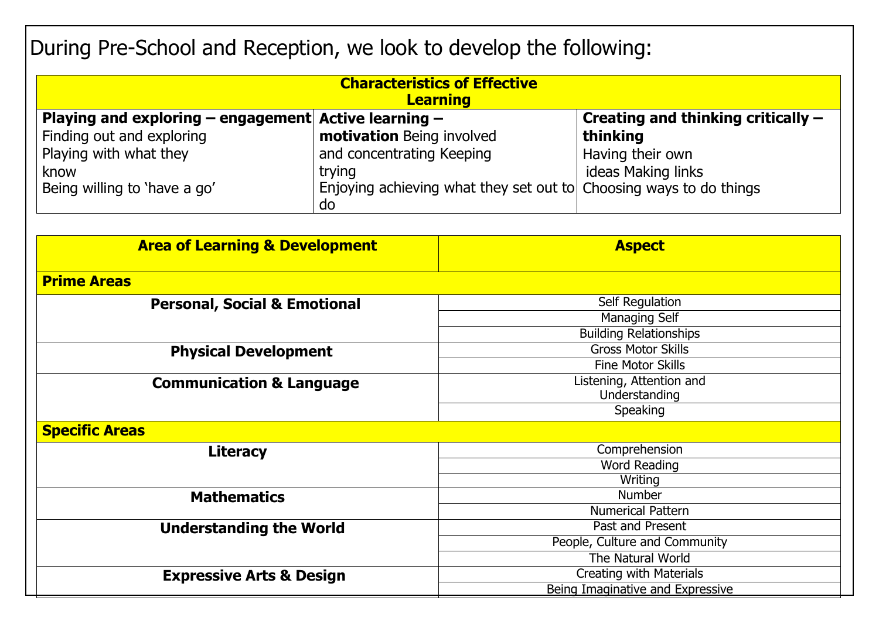During Pre-School and Reception, we look to develop the following:

| **Characteristics of Effective Learning** | | |
|---|---|---|
| **Playing and exploring – engagement**<br>Finding out and exploring<br>Playing with what they know<br>Being willing to 'have a go' | **Active learning – motivation** Being involved and concentrating Keeping trying<br>Enjoying achieving what they set out to do | **Creating and thinking critically – thinking**<br>Having their own ideas Making links<br>Choosing ways to do things |

| **Area of Learning & Development** | **Aspect** |
|---|---|
| **Prime Areas** | |
| **Personal, Social & Emotional** | Self Regulation |
| | Managing Self |
| | Building Relationships |
| **Physical Development** | Gross Motor Skills |
| | Fine Motor Skills |
| **Communication & Language** | Listening, Attention and Understanding |
| | Speaking |
| **Specific Areas** | |
| **Literacy** | Comprehension |
| | Word Reading |
| | Writing |
| **Mathematics** | Number |
| | Numerical Pattern |
| **Understanding the World** | Past and Present |
| | People, Culture and Community |
| | The Natural World |
| **Expressive Arts & Design** | Creating with Materials |
| | Being Imaginative and Expressive |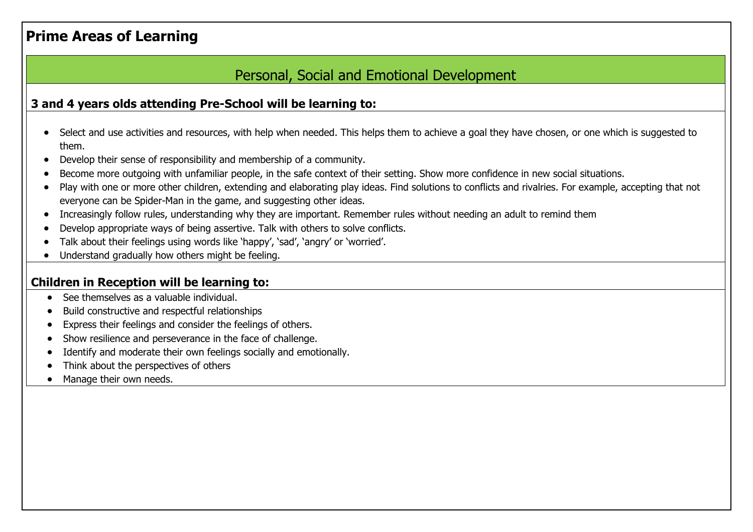# Prime Areas of Learning

## Personal, Social and Emotional Development

### 3 and 4 years olds attending Pre-School will be learning to:

- Select and use activities and resources, with help when needed. This helps them to achieve a goal they have chosen, or one which is suggested to them.
- Develop their sense of responsibility and membership of a community.
- Become more outgoing with unfamiliar people, in the safe context of their setting. Show more confidence in new social situations.
- Play with one or more other children, extending and elaborating play ideas. Find solutions to conflicts and rivalries. For example, accepting that not everyone can be Spider-Man in the game, and suggesting other ideas.
- Increasingly follow rules, understanding why they are important. Remember rules without needing an adult to remind them
- Develop appropriate ways of being assertive. Talk with others to solve conflicts.
- Talk about their feelings using words like 'happy', 'sad', 'angry' or 'worried'.
- Understand gradually how others might be feeling.

### Children in Reception will be learning to:

- See themselves as a valuable individual.
- Build constructive and respectful relationships
- Express their feelings and consider the feelings of others.
- Show resilience and perseverance in the face of challenge.
- Identify and moderate their own feelings socially and emotionally.
- Think about the perspectives of others
- Manage their own needs.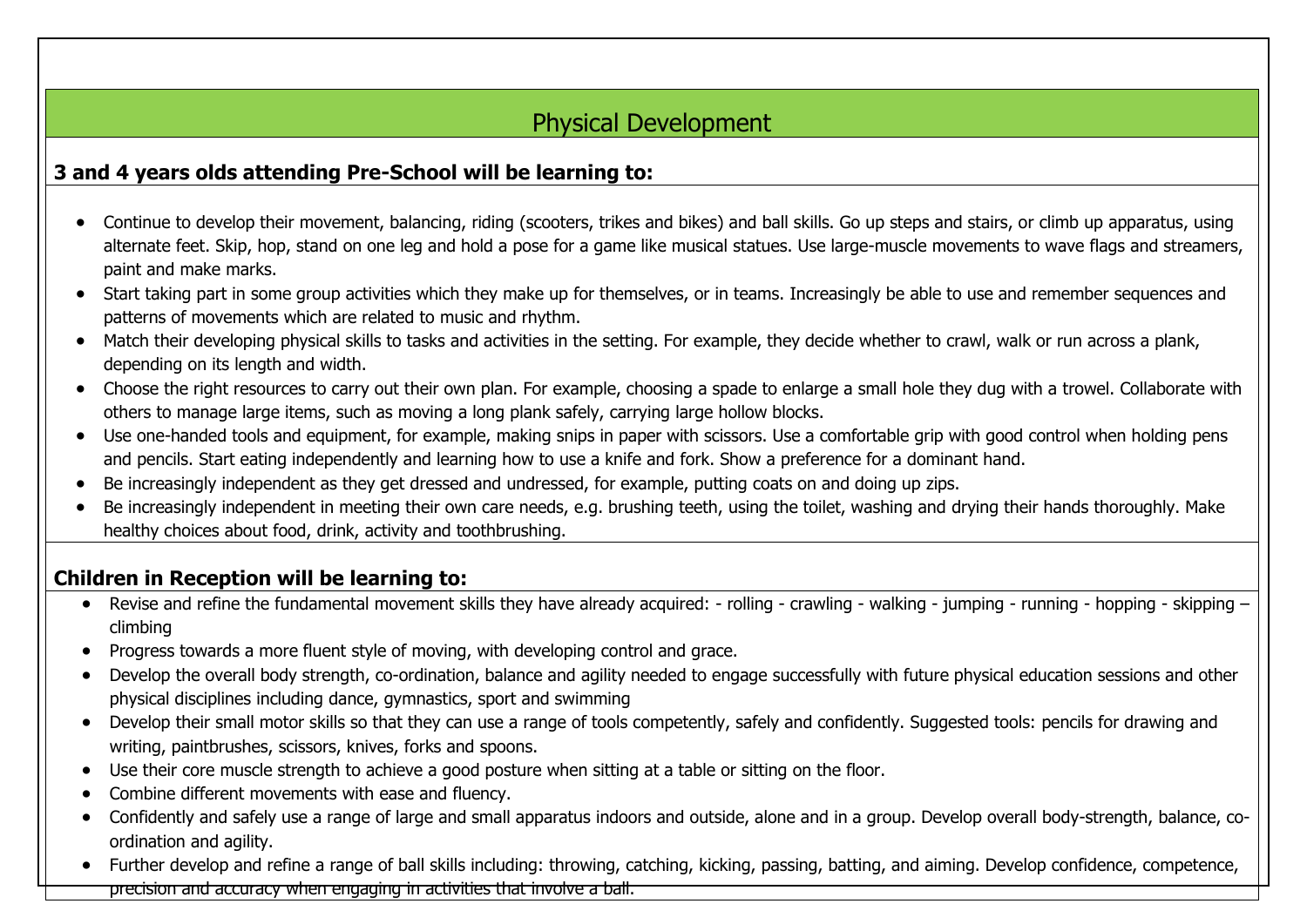# Physical Development

**3 and 4 years olds attending Pre-School will be learning to:**

- Continue to develop their movement, balancing, riding (scooters, trikes and bikes) and ball skills. Go up steps and stairs, or climb up apparatus, using alternate feet. Skip, hop, stand on one leg and hold a pose for a game like musical statues. Use large-muscle movements to wave flags and streamers, paint and make marks.
- Start taking part in some group activities which they make up for themselves, or in teams. Increasingly be able to use and remember sequences and patterns of movements which are related to music and rhythm.
- Match their developing physical skills to tasks and activities in the setting. For example, they decide whether to crawl, walk or run across a plank, depending on its length and width.
- Choose the right resources to carry out their own plan. For example, choosing a spade to enlarge a small hole they dug with a trowel. Collaborate with others to manage large items, such as moving a long plank safely, carrying large hollow blocks.
- Use one-handed tools and equipment, for example, making snips in paper with scissors. Use a comfortable grip with good control when holding pens and pencils. Start eating independently and learning how to use a knife and fork. Show a preference for a dominant hand.
- Be increasingly independent as they get dressed and undressed, for example, putting coats on and doing up zips.
- Be increasingly independent in meeting their own care needs, e.g. brushing teeth, using the toilet, washing and drying their hands thoroughly. Make healthy choices about food, drink, activity and toothbrushing.

**Children in Reception will be learning to:**

- Revise and refine the fundamental movement skills they have already acquired: - rolling - crawling - walking - jumping - running - hopping - skipping – climbing
- Progress towards a more fluent style of moving, with developing control and grace.
- Develop the overall body strength, co-ordination, balance and agility needed to engage successfully with future physical education sessions and other physical disciplines including dance, gymnastics, sport and swimming
- Develop their small motor skills so that they can use a range of tools competently, safely and confidently. Suggested tools: pencils for drawing and writing, paintbrushes, scissors, knives, forks and spoons.
- Use their core muscle strength to achieve a good posture when sitting at a table or sitting on the floor.
- Combine different movements with ease and fluency.
- Confidently and safely use a range of large and small apparatus indoors and outside, alone and in a group. Develop overall body-strength, balance, co-ordination and agility.
- Further develop and refine a range of ball skills including: throwing, catching, kicking, passing, batting, and aiming. Develop confidence, competence, precision and accuracy when engaging in activities that involve a ball.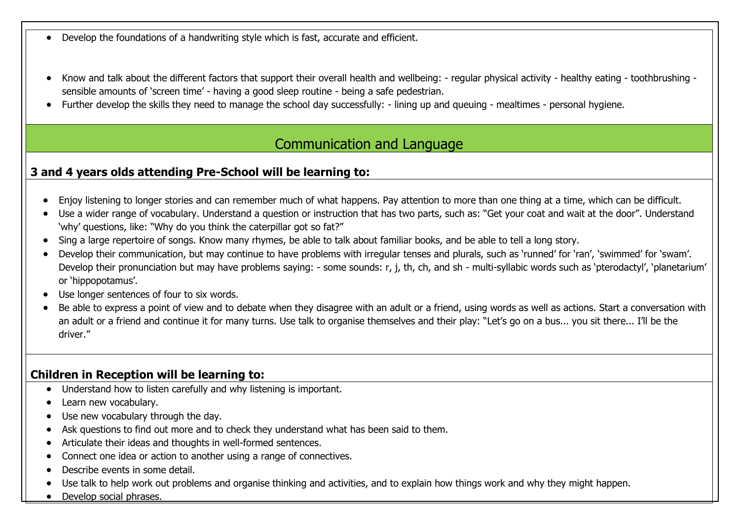- Develop the foundations of a handwriting style which is fast, accurate and efficient.

- Know and talk about the different factors that support their overall health and wellbeing: - regular physical activity - healthy eating - toothbrushing - sensible amounts of 'screen time' - having a good sleep routine - being a safe pedestrian.
- Further develop the skills they need to manage the school day successfully: - lining up and queuing - mealtimes - personal hygiene.

## Communication and Language

### 3 and 4 years olds attending Pre-School will be learning to:

- Enjoy listening to longer stories and can remember much of what happens. Pay attention to more than one thing at a time, which can be difficult.
- Use a wider range of vocabulary. Understand a question or instruction that has two parts, such as: "Get your coat and wait at the door". Understand 'why' questions, like: "Why do you think the caterpillar got so fat?"
- Sing a large repertoire of songs. Know many rhymes, be able to talk about familiar books, and be able to tell a long story.
- Develop their communication, but may continue to have problems with irregular tenses and plurals, such as 'runned' for 'ran', 'swimmed' for 'swam'. Develop their pronunciation but may have problems saying: - some sounds: r, j, th, ch, and sh - multi-syllabic words such as 'pterodactyl', 'planetarium' or 'hippopotamus'.
- Use longer sentences of four to six words.
- Be able to express a point of view and to debate when they disagree with an adult or a friend, using words as well as actions. Start a conversation with an adult or a friend and continue it for many turns. Use talk to organise themselves and their play: "Let's go on a bus... you sit there... I'll be the driver."

### Children in Reception will be learning to:

- Understand how to listen carefully and why listening is important.
- Learn new vocabulary.
- Use new vocabulary through the day.
- Ask questions to find out more and to check they understand what has been said to them.
- Articulate their ideas and thoughts in well-formed sentences.
- Connect one idea or action to another using a range of connectives.
- Describe events in some detail.
- Use talk to help work out problems and organise thinking and activities, and to explain how things work and why they might happen.
- Develop social phrases.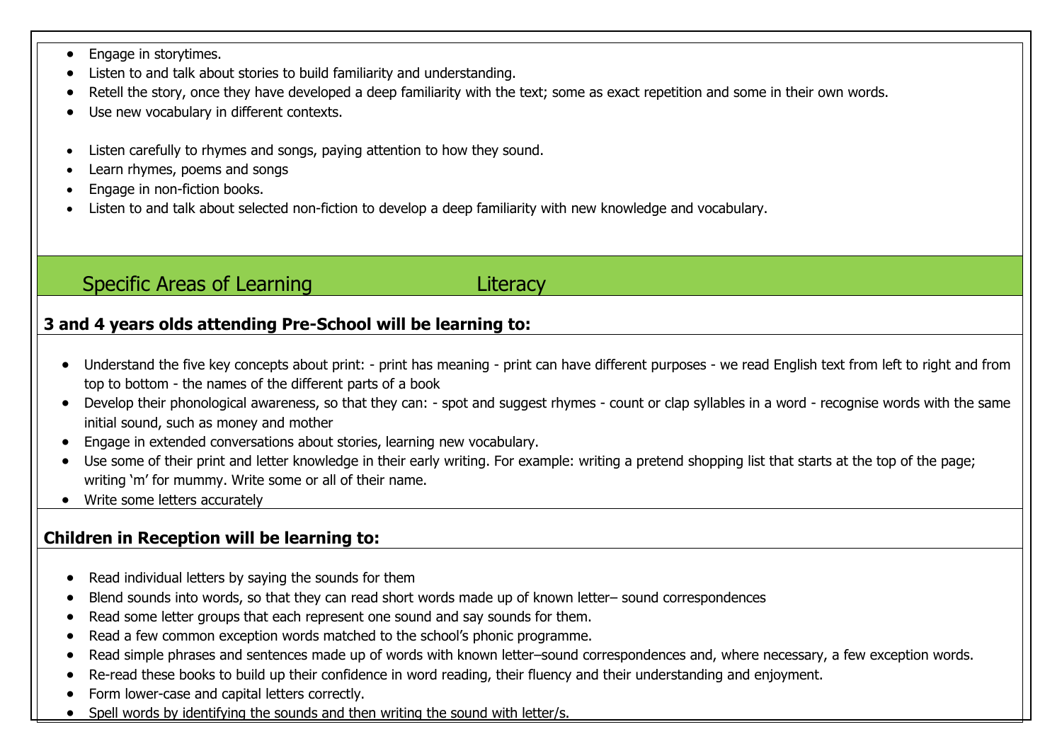- Engage in storytimes.
- Listen to and talk about stories to build familiarity and understanding.
- Retell the story, once they have developed a deep familiarity with the text; some as exact repetition and some in their own words.
- Use new vocabulary in different contexts.

- Listen carefully to rhymes and songs, paying attention to how they sound.
- Learn rhymes, poems and songs
- Engage in non-fiction books.
- Listen to and talk about selected non-fiction to develop a deep familiarity with new knowledge and vocabulary.

## Specific Areas of Learning — Literacy

**3 and 4 years olds attending Pre-School will be learning to:**

- Understand the five key concepts about print: - print has meaning - print can have different purposes - we read English text from left to right and from top to bottom - the names of the different parts of a book
- Develop their phonological awareness, so that they can: - spot and suggest rhymes - count or clap syllables in a word - recognise words with the same initial sound, such as money and mother
- Engage in extended conversations about stories, learning new vocabulary.
- Use some of their print and letter knowledge in their early writing. For example: writing a pretend shopping list that starts at the top of the page; writing 'm' for mummy. Write some or all of their name.
- Write some letters accurately

**Children in Reception will be learning to:**

- Read individual letters by saying the sounds for them
- Blend sounds into words, so that they can read short words made up of known letter– sound correspondences
- Read some letter groups that each represent one sound and say sounds for them.
- Read a few common exception words matched to the school's phonic programme.
- Read simple phrases and sentences made up of words with known letter–sound correspondences and, where necessary, a few exception words.
- Re-read these books to build up their confidence in word reading, their fluency and their understanding and enjoyment.
- Form lower-case and capital letters correctly.
- Spell words by identifying the sounds and then writing the sound with letter/s.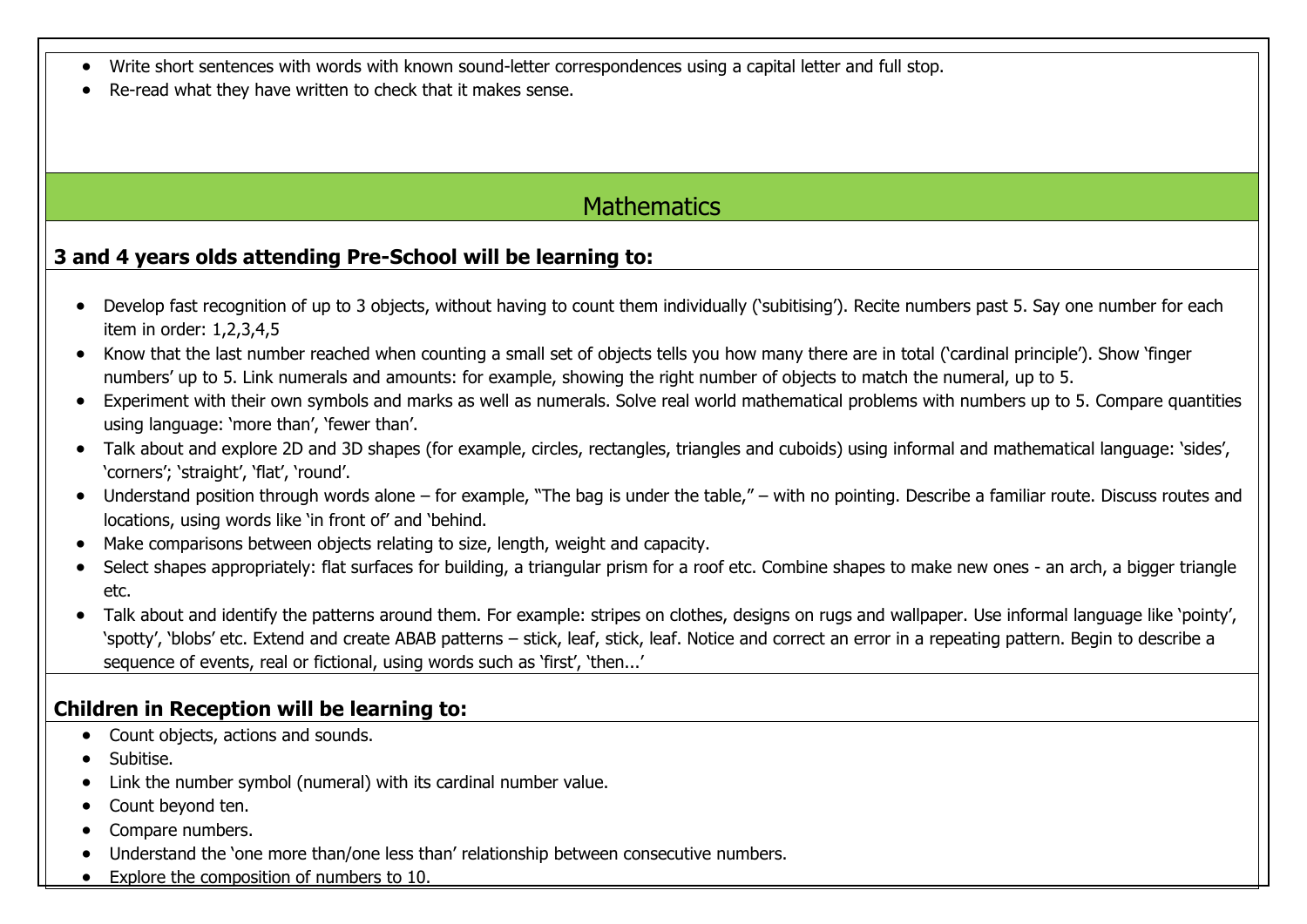- Write short sentences with words with known sound-letter correspondences using a capital letter and full stop.
- Re-read what they have written to check that it makes sense.

## Mathematics

**3 and 4 years olds attending Pre-School will be learning to:**

- Develop fast recognition of up to 3 objects, without having to count them individually ('subitising'). Recite numbers past 5. Say one number for each item in order: 1,2,3,4,5
- Know that the last number reached when counting a small set of objects tells you how many there are in total ('cardinal principle'). Show 'finger numbers' up to 5. Link numerals and amounts: for example, showing the right number of objects to match the numeral, up to 5.
- Experiment with their own symbols and marks as well as numerals. Solve real world mathematical problems with numbers up to 5. Compare quantities using language: 'more than', 'fewer than'.
- Talk about and explore 2D and 3D shapes (for example, circles, rectangles, triangles and cuboids) using informal and mathematical language: 'sides', 'corners'; 'straight', 'flat', 'round'.
- Understand position through words alone – for example, "The bag is under the table," – with no pointing. Describe a familiar route. Discuss routes and locations, using words like 'in front of' and 'behind.
- Make comparisons between objects relating to size, length, weight and capacity.
- Select shapes appropriately: flat surfaces for building, a triangular prism for a roof etc. Combine shapes to make new ones - an arch, a bigger triangle etc.
- Talk about and identify the patterns around them. For example: stripes on clothes, designs on rugs and wallpaper. Use informal language like 'pointy', 'spotty', 'blobs' etc. Extend and create ABAB patterns – stick, leaf, stick, leaf. Notice and correct an error in a repeating pattern. Begin to describe a sequence of events, real or fictional, using words such as 'first', 'then...'

**Children in Reception will be learning to:**

- Count objects, actions and sounds.
- Subitise.
- Link the number symbol (numeral) with its cardinal number value.
- Count beyond ten.
- Compare numbers.
- Understand the 'one more than/one less than' relationship between consecutive numbers.
- Explore the composition of numbers to 10.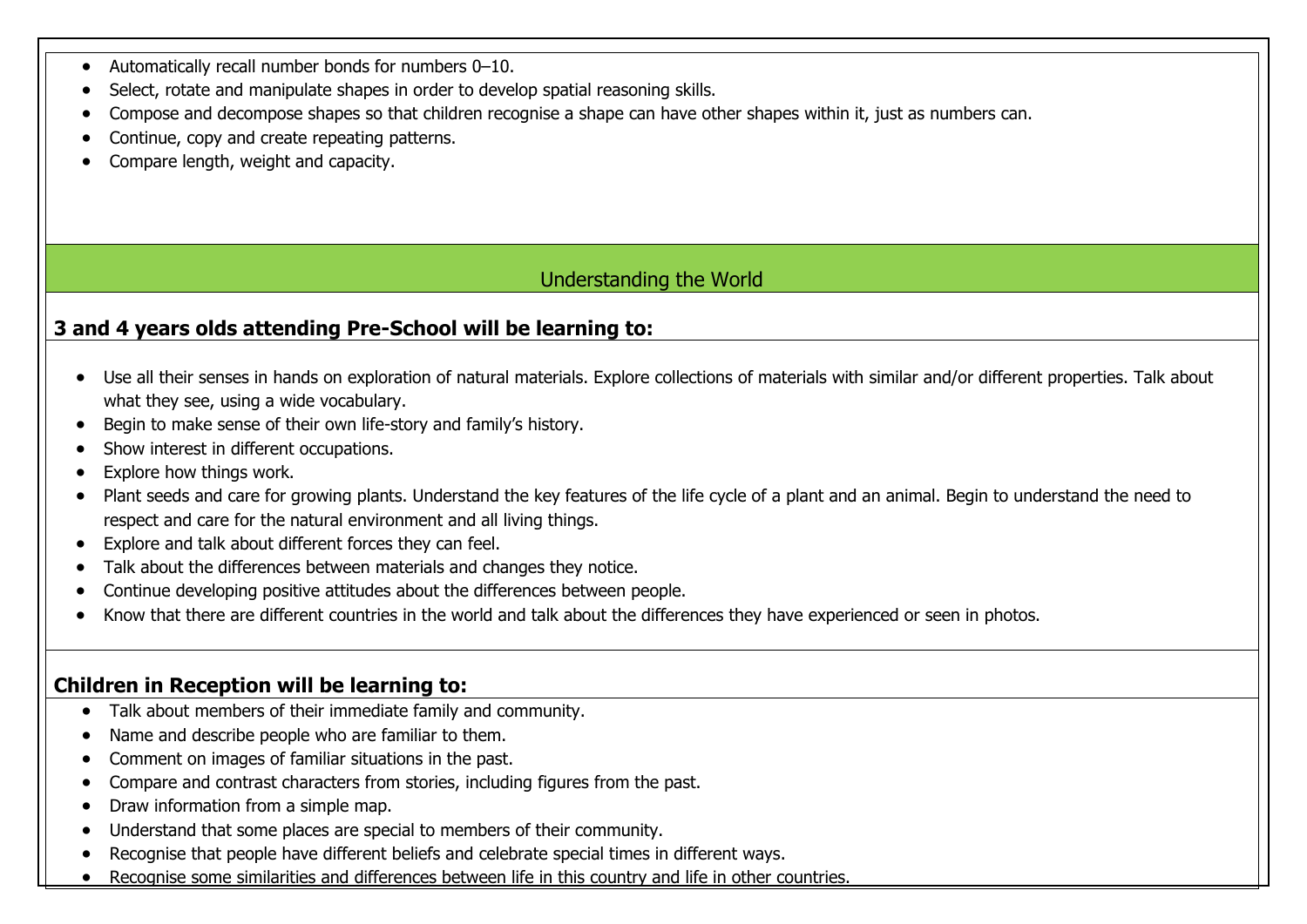- Automatically recall number bonds for numbers 0–10.
- Select, rotate and manipulate shapes in order to develop spatial reasoning skills.
- Compose and decompose shapes so that children recognise a shape can have other shapes within it, just as numbers can.
- Continue, copy and create repeating patterns.
- Compare length, weight and capacity.

## Understanding the World

**3 and 4 years olds attending Pre-School will be learning to:**

- Use all their senses in hands on exploration of natural materials. Explore collections of materials with similar and/or different properties. Talk about what they see, using a wide vocabulary.
- Begin to make sense of their own life-story and family's history.
- Show interest in different occupations.
- Explore how things work.
- Plant seeds and care for growing plants. Understand the key features of the life cycle of a plant and an animal. Begin to understand the need to respect and care for the natural environment and all living things.
- Explore and talk about different forces they can feel.
- Talk about the differences between materials and changes they notice.
- Continue developing positive attitudes about the differences between people.
- Know that there are different countries in the world and talk about the differences they have experienced or seen in photos.

**Children in Reception will be learning to:**

- Talk about members of their immediate family and community.
- Name and describe people who are familiar to them.
- Comment on images of familiar situations in the past.
- Compare and contrast characters from stories, including figures from the past.
- Draw information from a simple map.
- Understand that some places are special to members of their community.
- Recognise that people have different beliefs and celebrate special times in different ways.
- Recognise some similarities and differences between life in this country and life in other countries.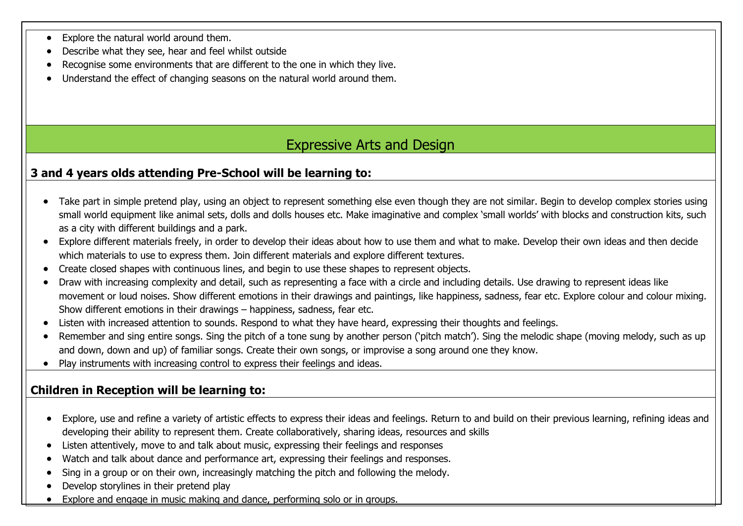- Explore the natural world around them.
- Describe what they see, hear and feel whilst outside
- Recognise some environments that are different to the one in which they live.
- Understand the effect of changing seasons on the natural world around them.

## Expressive Arts and Design

**3 and 4 years olds attending Pre-School will be learning to:**

- Take part in simple pretend play, using an object to represent something else even though they are not similar. Begin to develop complex stories using small world equipment like animal sets, dolls and dolls houses etc. Make imaginative and complex 'small worlds' with blocks and construction kits, such as a city with different buildings and a park.
- Explore different materials freely, in order to develop their ideas about how to use them and what to make. Develop their own ideas and then decide which materials to use to express them. Join different materials and explore different textures.
- Create closed shapes with continuous lines, and begin to use these shapes to represent objects.
- Draw with increasing complexity and detail, such as representing a face with a circle and including details. Use drawing to represent ideas like movement or loud noises. Show different emotions in their drawings and paintings, like happiness, sadness, fear etc. Explore colour and colour mixing. Show different emotions in their drawings – happiness, sadness, fear etc.
- Listen with increased attention to sounds. Respond to what they have heard, expressing their thoughts and feelings.
- Remember and sing entire songs. Sing the pitch of a tone sung by another person ('pitch match'). Sing the melodic shape (moving melody, such as up and down, down and up) of familiar songs. Create their own songs, or improvise a song around one they know.
- Play instruments with increasing control to express their feelings and ideas.

**Children in Reception will be learning to:**

- Explore, use and refine a variety of artistic effects to express their ideas and feelings. Return to and build on their previous learning, refining ideas and developing their ability to represent them. Create collaboratively, sharing ideas, resources and skills
- Listen attentively, move to and talk about music, expressing their feelings and responses
- Watch and talk about dance and performance art, expressing their feelings and responses.
- Sing in a group or on their own, increasingly matching the pitch and following the melody.
- Develop storylines in their pretend play
- Explore and engage in music making and dance, performing solo or in groups.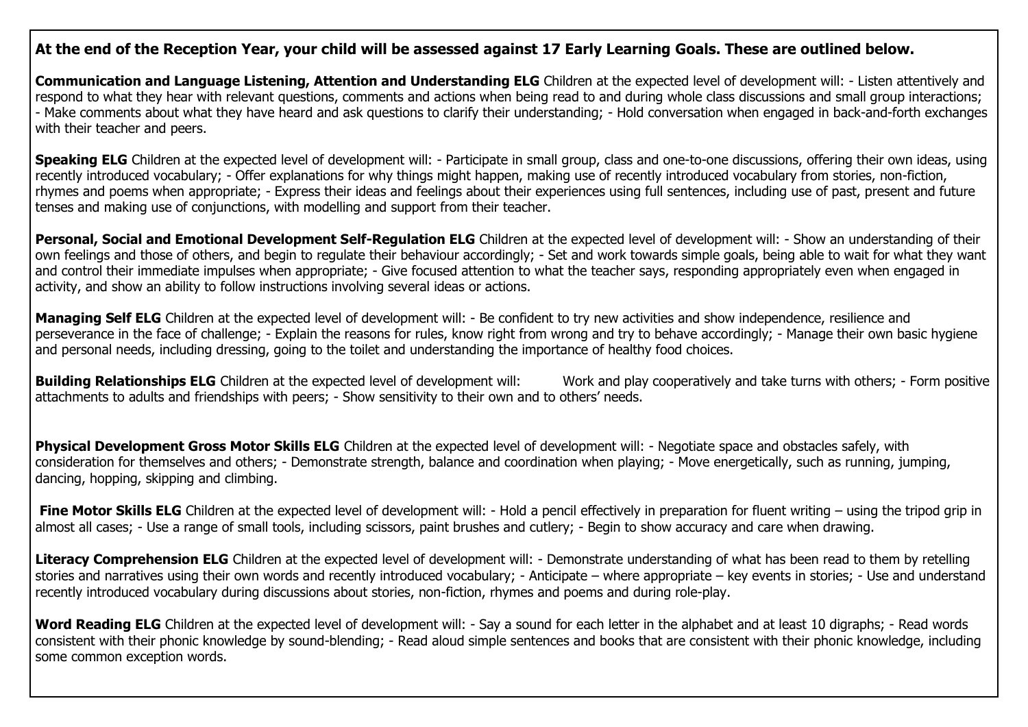**At the end of the Reception Year, your child will be assessed against 17 Early Learning Goals. These are outlined below.**

**Communication and Language Listening, Attention and Understanding ELG** Children at the expected level of development will: - Listen attentively and respond to what they hear with relevant questions, comments and actions when being read to and during whole class discussions and small group interactions; - Make comments about what they have heard and ask questions to clarify their understanding; - Hold conversation when engaged in back-and-forth exchanges with their teacher and peers.

**Speaking ELG** Children at the expected level of development will: - Participate in small group, class and one-to-one discussions, offering their own ideas, using recently introduced vocabulary; - Offer explanations for why things might happen, making use of recently introduced vocabulary from stories, non-fiction, rhymes and poems when appropriate; - Express their ideas and feelings about their experiences using full sentences, including use of past, present and future tenses and making use of conjunctions, with modelling and support from their teacher.

**Personal, Social and Emotional Development Self-Regulation ELG** Children at the expected level of development will: - Show an understanding of their own feelings and those of others, and begin to regulate their behaviour accordingly; - Set and work towards simple goals, being able to wait for what they want and control their immediate impulses when appropriate; - Give focused attention to what the teacher says, responding appropriately even when engaged in activity, and show an ability to follow instructions involving several ideas or actions.

**Managing Self ELG** Children at the expected level of development will: - Be confident to try new activities and show independence, resilience and perseverance in the face of challenge; - Explain the reasons for rules, know right from wrong and try to behave accordingly; - Manage their own basic hygiene and personal needs, including dressing, going to the toilet and understanding the importance of healthy food choices.

**Building Relationships ELG** Children at the expected level of development will: Work and play cooperatively and take turns with others; - Form positive attachments to adults and friendships with peers; - Show sensitivity to their own and to others' needs.

**Physical Development Gross Motor Skills ELG** Children at the expected level of development will: - Negotiate space and obstacles safely, with consideration for themselves and others; - Demonstrate strength, balance and coordination when playing; - Move energetically, such as running, jumping, dancing, hopping, skipping and climbing.

**Fine Motor Skills ELG** Children at the expected level of development will: - Hold a pencil effectively in preparation for fluent writing – using the tripod grip in almost all cases; - Use a range of small tools, including scissors, paint brushes and cutlery; - Begin to show accuracy and care when drawing.

**Literacy Comprehension ELG** Children at the expected level of development will: - Demonstrate understanding of what has been read to them by retelling stories and narratives using their own words and recently introduced vocabulary; - Anticipate – where appropriate – key events in stories; - Use and understand recently introduced vocabulary during discussions about stories, non-fiction, rhymes and poems and during role-play.

**Word Reading ELG** Children at the expected level of development will: - Say a sound for each letter in the alphabet and at least 10 digraphs; - Read words consistent with their phonic knowledge by sound-blending; - Read aloud simple sentences and books that are consistent with their phonic knowledge, including some common exception words.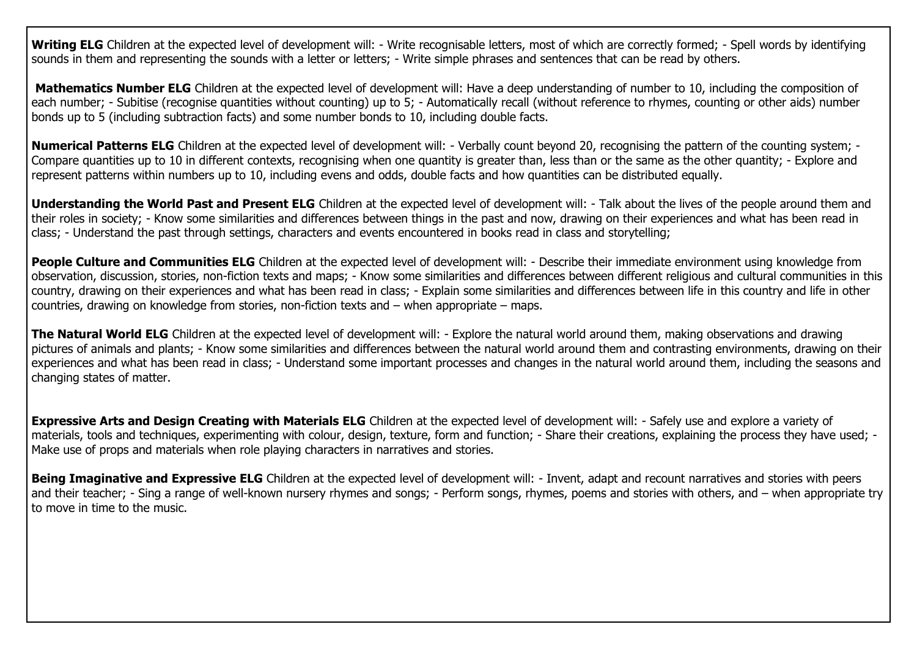**Writing ELG** Children at the expected level of development will: - Write recognisable letters, most of which are correctly formed; - Spell words by identifying sounds in them and representing the sounds with a letter or letters; - Write simple phrases and sentences that can be read by others.

**Mathematics Number ELG** Children at the expected level of development will: Have a deep understanding of number to 10, including the composition of each number; - Subitise (recognise quantities without counting) up to 5; - Automatically recall (without reference to rhymes, counting or other aids) number bonds up to 5 (including subtraction facts) and some number bonds to 10, including double facts.

**Numerical Patterns ELG** Children at the expected level of development will: - Verbally count beyond 20, recognising the pattern of the counting system; - Compare quantities up to 10 in different contexts, recognising when one quantity is greater than, less than or the same as the other quantity; - Explore and represent patterns within numbers up to 10, including evens and odds, double facts and how quantities can be distributed equally.

**Understanding the World Past and Present ELG** Children at the expected level of development will: - Talk about the lives of the people around them and their roles in society; - Know some similarities and differences between things in the past and now, drawing on their experiences and what has been read in class; - Understand the past through settings, characters and events encountered in books read in class and storytelling;

**People Culture and Communities ELG** Children at the expected level of development will: - Describe their immediate environment using knowledge from observation, discussion, stories, non-fiction texts and maps; - Know some similarities and differences between different religious and cultural communities in this country, drawing on their experiences and what has been read in class; - Explain some similarities and differences between life in this country and life in other countries, drawing on knowledge from stories, non-fiction texts and – when appropriate – maps.

**The Natural World ELG** Children at the expected level of development will: - Explore the natural world around them, making observations and drawing pictures of animals and plants; - Know some similarities and differences between the natural world around them and contrasting environments, drawing on their experiences and what has been read in class; - Understand some important processes and changes in the natural world around them, including the seasons and changing states of matter.

**Expressive Arts and Design Creating with Materials ELG** Children at the expected level of development will: - Safely use and explore a variety of materials, tools and techniques, experimenting with colour, design, texture, form and function; - Share their creations, explaining the process they have used; - Make use of props and materials when role playing characters in narratives and stories.

**Being Imaginative and Expressive ELG** Children at the expected level of development will: - Invent, adapt and recount narratives and stories with peers and their teacher; - Sing a range of well-known nursery rhymes and songs; - Perform songs, rhymes, poems and stories with others, and – when appropriate try to move in time to the music.